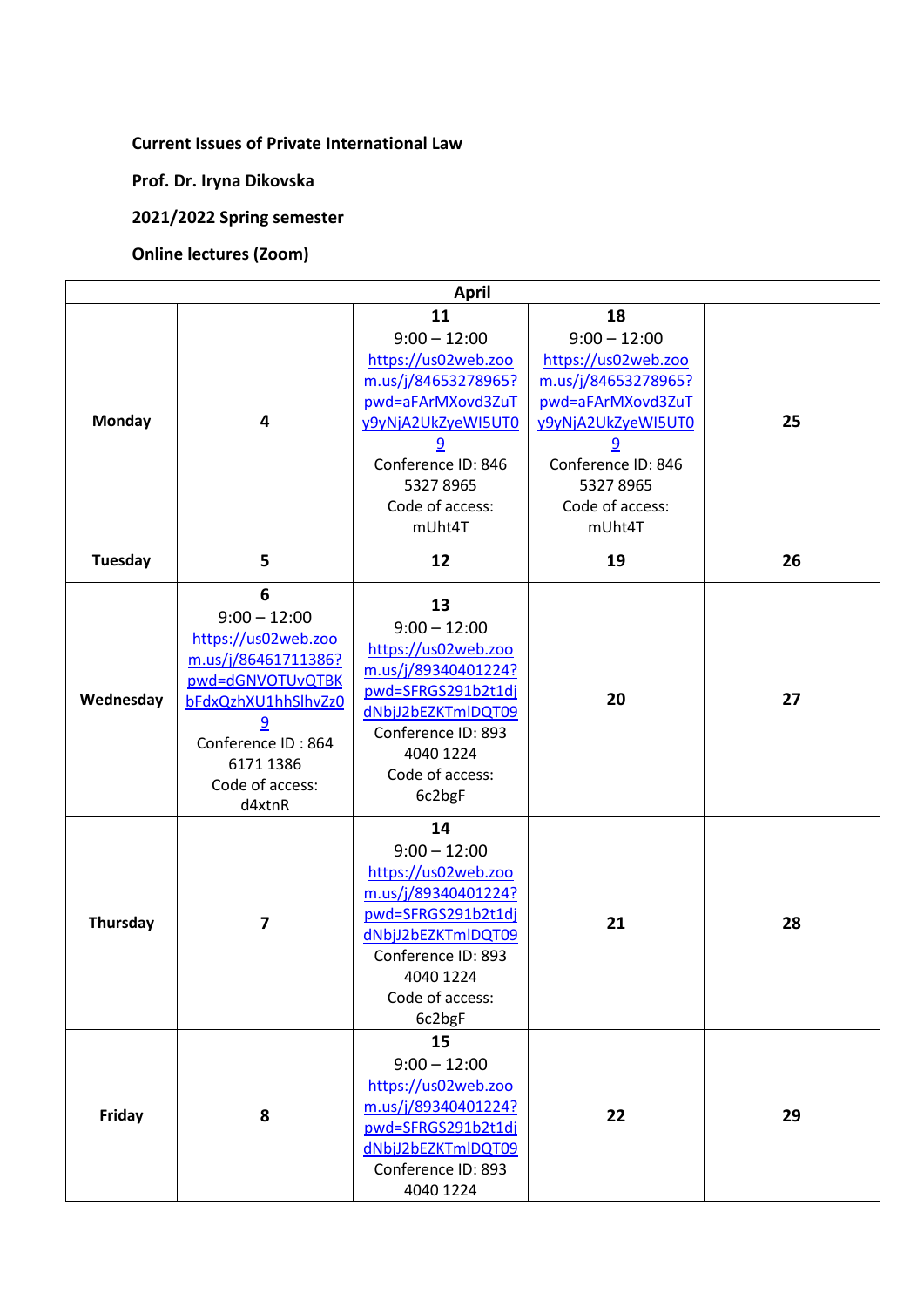**Current Issues of Private International Law**

**Prof. Dr. Iryna Dikovska**

**2021/2022 Spring semester**

**Online lectures (Zoom)**

| April | | | | | |
|---|---|---|---|---|---|
| **Monday** | **4** | **11**<br>9:00 – 12:00<br>https://us02web.zoom.us/j/84653278965?pwd=aFArMXovd3ZuTy9yNjA2UkZyeWI5UT09<br>Conference ID: 846 5327 8965<br>Code of access: mUht4T | **18**<br>9:00 – 12:00<br>https://us02web.zoom.us/j/84653278965?pwd=aFArMXovd3ZuTy9yNjA2UkZyeWI5UT09<br>Conference ID: 846 5327 8965<br>Code of access: mUht4T | **25** |
| **Tuesday** | **5** | **12** | **19** | **26** |
| **Wednesday** | **6**<br>9:00 – 12:00<br>https://us02web.zoom.us/j/86461711386?pwd=dGNVOTUvQTBKbFdxQzhXU1hhSlhvZz09<br>Conference ID : 864 6171 1386<br>Code of access: d4xtnR | **13**<br>9:00 – 12:00<br>https://us02web.zoom.us/j/89340401224?pwd=SFRGS291b2t1djdNbjJ2bEZKTmlDQT09<br>Conference ID: 893 4040 1224<br>Code of access: 6c2bgF | **20** | **27** |
| **Thursday** | **7** | **14**<br>9:00 – 12:00<br>https://us02web.zoom.us/j/89340401224?pwd=SFRGS291b2t1djdNbjJ2bEZKTmlDQT09<br>Conference ID: 893 4040 1224<br>Code of access: 6c2bgF | **21** | **28** |
| **Friday** | **8** | **15**<br>9:00 – 12:00<br>https://us02web.zoom.us/j/89340401224?pwd=SFRGS291b2t1djdNbjJ2bEZKTmlDQT09<br>Conference ID: 893 4040 1224 | **22** | **29** |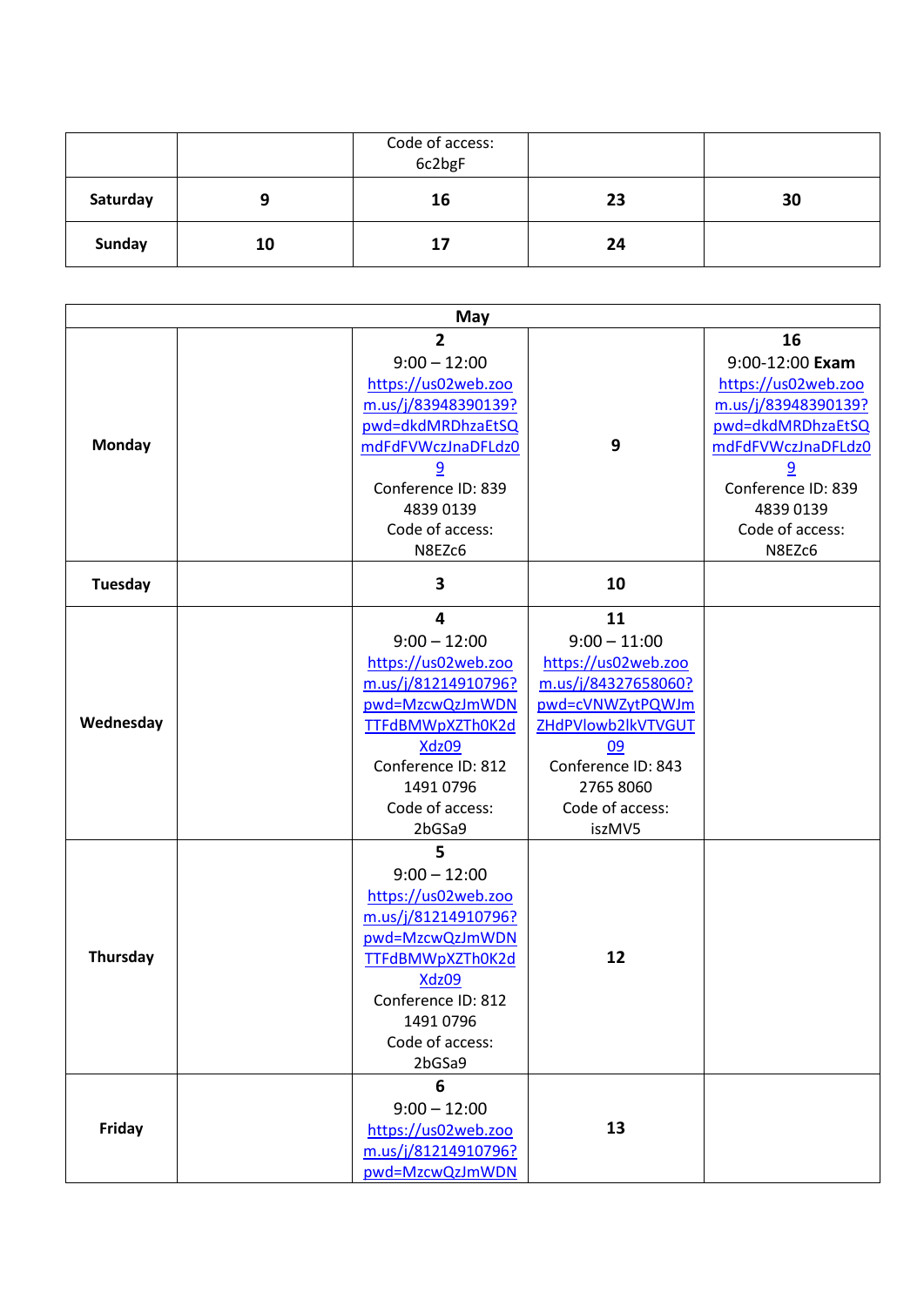| | | Code of access: 6c2bgF | | |
|---|---|---|---|---|
| **Saturday** | **9** | **16** | **23** | **30** |
| **Sunday** | **10** | **17** | **24** | |

| **May** | | | | |
|---|---|---|---|---|
| **Monday** | | **2**<br>9:00 – 12:00<br>https://us02web.zoom.us/j/83948390139?pwd=dkdMRDhzaEtSQmdFdFVWczJnaDFLdz09<br>Conference ID: 839 4839 0139<br>Code of access: N8EZc6 | **9** | **16**<br>9:00-12:00 **Exam**<br>https://us02web.zoom.us/j/83948390139?pwd=dkdMRDhzaEtSQmdFdFVWczJnaDFLdz09<br>Conference ID: 839 4839 0139<br>Code of access: N8EZc6 |
| **Tuesday** | | **3** | **10** | |
| **Wednesday** | | **4**<br>9:00 – 12:00<br>https://us02web.zoom.us/j/81214910796?pwd=MzcwQzJmWDNTTFdBMWpXZTh0K2dXdz09<br>Conference ID: 812 1491 0796<br>Code of access: 2bGSa9 | **11**<br>9:00 – 11:00<br>https://us02web.zoom.us/j/84327658060?pwd=cVNWZytPQWJmZHdPVlowb2lkVTVGUT09<br>Conference ID: 843 2765 8060<br>Code of access: iszMV5 | |
| **Thursday** | | **5**<br>9:00 – 12:00<br>https://us02web.zoom.us/j/81214910796?pwd=MzcwQzJmWDNTTFdBMWpXZTh0K2dXdz09<br>Conference ID: 812 1491 0796<br>Code of access: 2bGSa9 | **12** | |
| **Friday** | | **6**<br>9:00 – 12:00<br>https://us02web.zoom.us/j/81214910796?pwd=MzcwQzJmWDN | **13** | |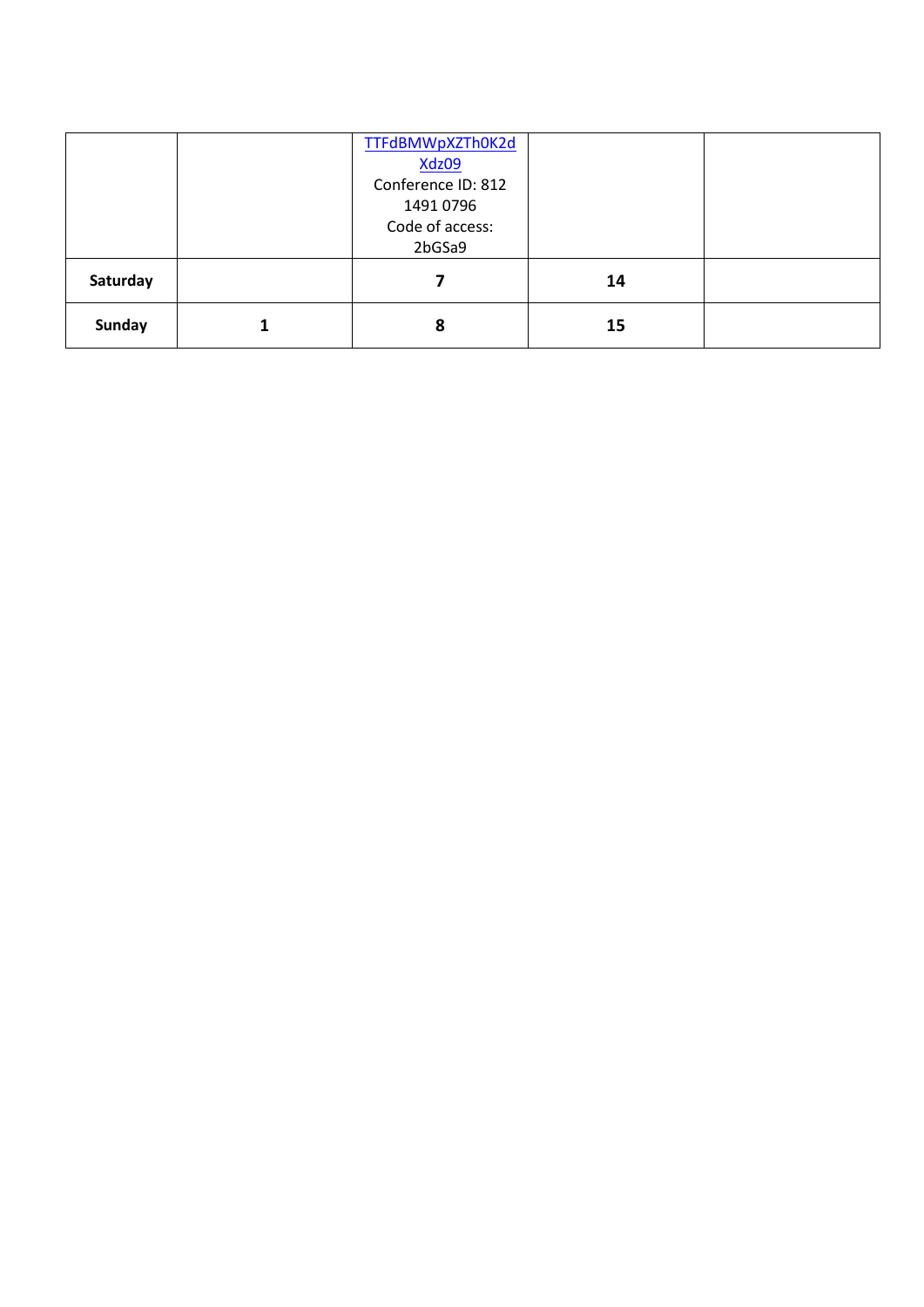| | | | | |
|---|---|---|---|---|
| | | TTFdBMWpXZTh0K2dXdz09<br>Conference ID: 812 1491 0796<br>Code of access: 2bGSa9 | | |
| **Saturday** | | **7** | **14** | |
| **Sunday** | **1** | **8** | **15** | |